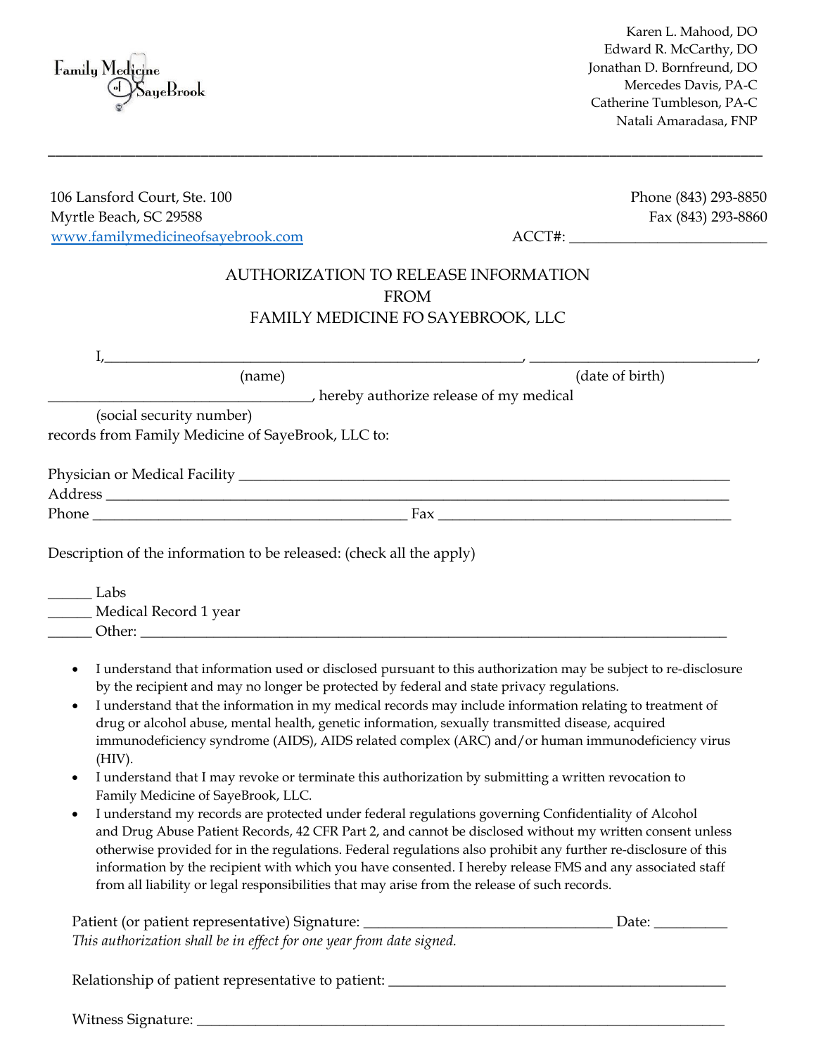Family Medicine of SayeBrook

Karen L. Mahood, DO
Edward R. McCarthy, DO
Jonathan D. Bornfreund, DO
Mercedes Davis, PA-C
Catherine Tumbleson, PA-C
Natali Amaradasa, FNP

---

106 Lansford Court, Ste. 100
Myrtle Beach, SC 29588
www.familymedicineofsayebrook.com

Phone (843) 293-8850
Fax (843) 293-8860
ACCT#: ___________________________

## AUTHORIZATION TO RELEASE INFORMATION FROM FAMILY MEDICINE FO SAYEBROOK, LLC

I,_________________________________________________________, _______________________________,
(name) (date of birth)
___________________________________, hereby authorize release of my medical
(social security number)
records from Family Medicine of SayeBrook, LLC to:

Physician or Medical Facility _____________________________________________________________________
Address ____________________________________________________________________________________
Phone __________________________________________ Fax ________________________________________

Description of the information to be released: (check all the apply)

______ Labs
______ Medical Record 1 year
______ Other: ______________________________________________________________________________

- I understand that information used or disclosed pursuant to this authorization may be subject to re-disclosure by the recipient and may no longer be protected by federal and state privacy regulations.
- I understand that the information in my medical records may include information relating to treatment of drug or alcohol abuse, mental health, genetic information, sexually transmitted disease, acquired immunodeficiency syndrome (AIDS), AIDS related complex (ARC) and/or human immunodeficiency virus (HIV).
- I understand that I may revoke or terminate this authorization by submitting a written revocation to Family Medicine of SayeBrook, LLC.
- I understand my records are protected under federal regulations governing Confidentiality of Alcohol and Drug Abuse Patient Records, 42 CFR Part 2, and cannot be disclosed without my written consent unless otherwise provided for in the regulations. Federal regulations also prohibit any further re-disclosure of this information by the recipient with which you have consented. I hereby release FMS and any associated staff from all liability or legal responsibilities that may arise from the release of such records.

Patient (or patient representative) Signature: __________________________________ Date: __________
*This authorization shall be in effect for one year from date signed.*

Relationship of patient representative to patient: ______________________________________________

Witness Signature: _________________________________________________________________________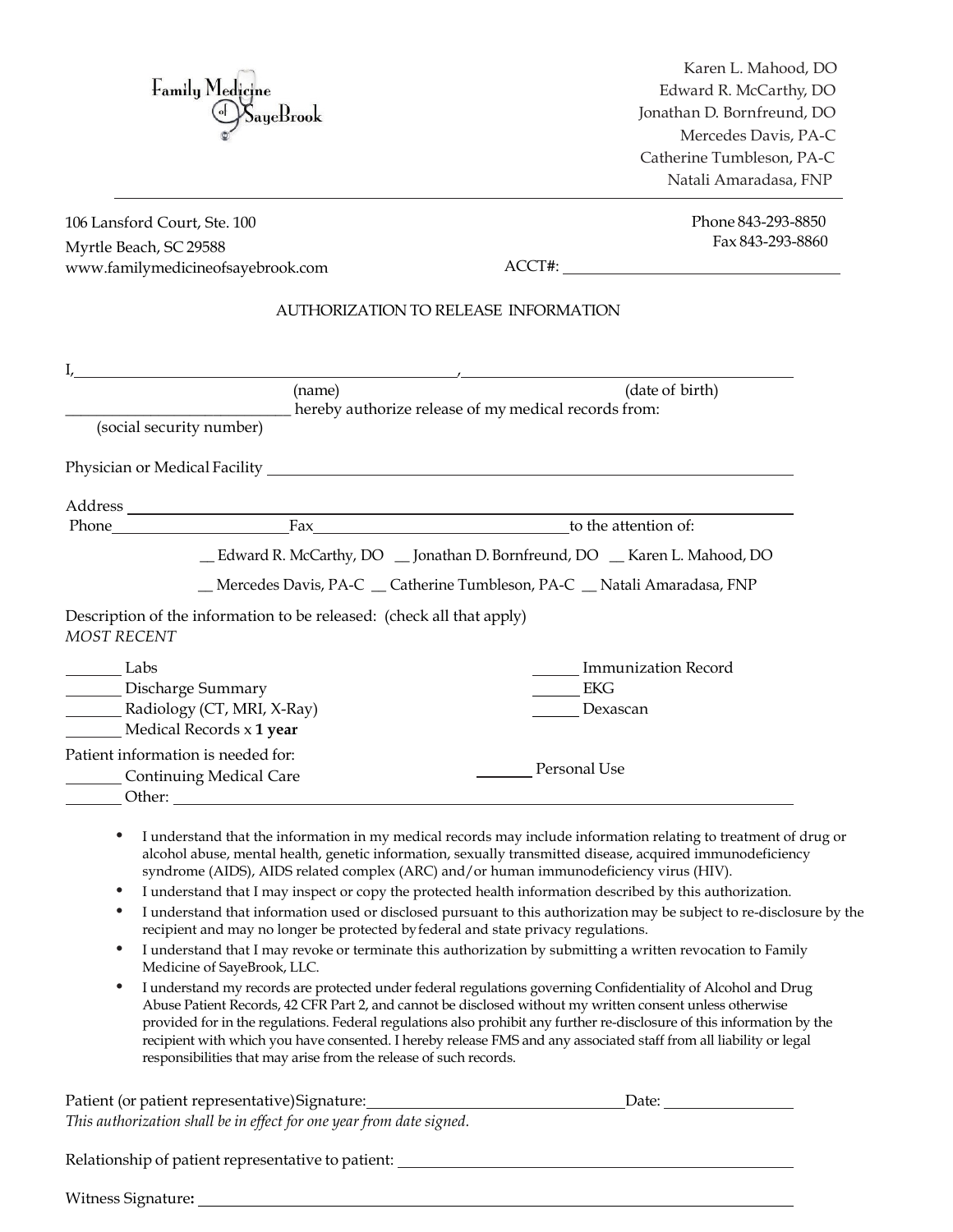Family Medicine of SayeBrook

Karen L. Mahood, DO
Edward R. McCarthy, DO
Jonathan D. Bornfreund, DO
Mercedes Davis, PA-C
Catherine Tumbleson, PA-C
Natali Amaradasa, FNP

106 Lansford Court, Ste. 100
Myrtle Beach, SC 29588
www.familymedicineofsayebrook.com

Phone 843-293-8850
Fax 843-293-8860

ACCT#: ___________________________

# AUTHORIZATION TO RELEASE INFORMATION

I, ______________________________ , ______________________________
(name) (date of birth)

______________________________ hereby authorize release of my medical records from:
(social security number)

Physician or Medical Facility ______________________________

Address ______________________________

Phone ______________ Fax ______________ to the attention of:

__ Edward R. McCarthy, DO __ Jonathan D. Bornfreund, DO __ Karen L. Mahood, DO

__ Mercedes Davis, PA-C __ Catherine Tumbleson, PA-C __ Natali Amaradasa, FNP

Description of the information to be released: (check all that apply)
*MOST RECENT*

_______ Labs
_______ Discharge Summary
_______ Radiology (CT, MRI, X-Ray)
_______ Medical Records x **1 year**
______ Immunization Record
______ EKG
______ Dexascan

Patient information is needed for:
_______ Continuing Medical Care
_______ Personal Use
_______ Other: ______________________________

- I understand that the information in my medical records may include information relating to treatment of drug or alcohol abuse, mental health, genetic information, sexually transmitted disease, acquired immunodeficiency syndrome (AIDS), AIDS related complex (ARC) and/or human immunodeficiency virus (HIV).
- I understand that I may inspect or copy the protected health information described by this authorization.
- I understand that information used or disclosed pursuant to this authorization may be subject to re-disclosure by the recipient and may no longer be protected by federal and state privacy regulations.
- I understand that I may revoke or terminate this authorization by submitting a written revocation to Family Medicine of SayeBrook, LLC.
- I understand my records are protected under federal regulations governing Confidentiality of Alcohol and Drug Abuse Patient Records, 42 CFR Part 2, and cannot be disclosed without my written consent unless otherwise provided for in the regulations. Federal regulations also prohibit any further re-disclosure of this information by the recipient with which you have consented. I hereby release FMS and any associated staff from all liability or legal responsibilities that may arise from the release of such records.

Patient (or patient representative) Signature: ______________________________ Date: ______________
*This authorization shall be in effect for one year from date signed.*

Relationship of patient representative to patient: ______________________________

Witness Signature**:** ______________________________